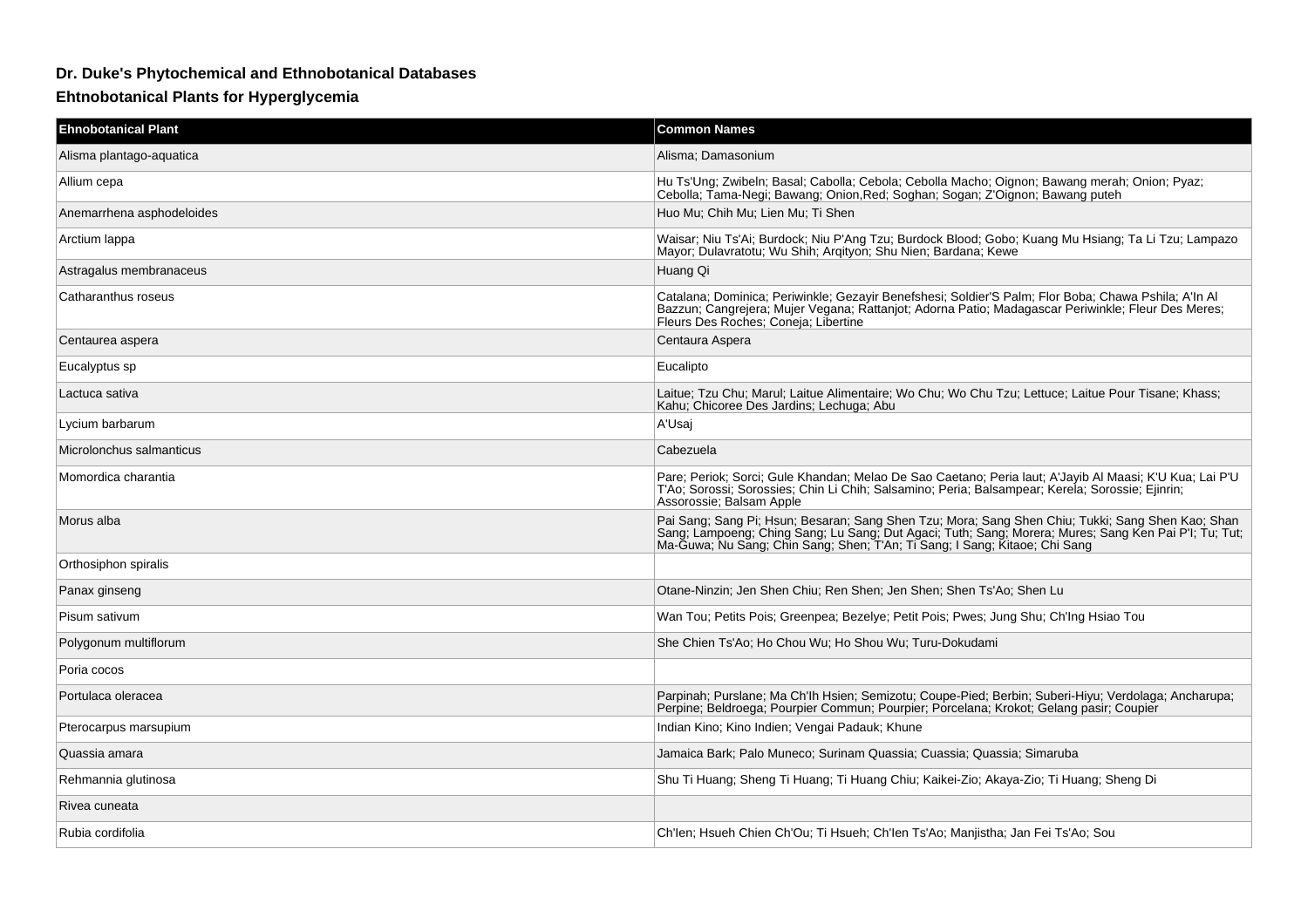# Dr. Duke's Phytochemical and Ethnobotanical Databases

## Ehtnobotanical Plants for Hyperglycemia

| Ehnobotanical Plant | Common Names |
| --- | --- |
| Alisma plantago-aquatica | Alisma; Damasonium |
| Allium cepa | Hu Ts'Ung; Zwibeln; Basal; Cabolla; Cebola; Cebolla Macho; Oignon; Bawang merah; Onion; Pyaz; Cebolla; Tama-Negi; Bawang; Onion,Red; Soghan; Sogan; Z'Oignon; Bawang puteh |
| Anemarrhena asphodeloides | Huo Mu; Chih Mu; Lien Mu; Ti Shen |
| Arctium lappa | Waisar; Niu Ts'Ai; Burdock; Niu P'Ang Tzu; Burdock Blood; Gobo; Kuang Mu Hsiang; Ta Li Tzu; Lampazo Mayor; Dulavratotu; Wu Shih; Arqityon; Shu Nien; Bardana; Kewe |
| Astragalus membranaceus | Huang Qi |
| Catharanthus roseus | Catalana; Dominica; Periwinkle; Gezayir Benefshesi; Soldier'S Palm; Flor Boba; Chawa Pshila; A'In Al Bazzun; Cangrejera; Mujer Vegana; Rattanjot; Adorna Patio; Madagascar Periwinkle; Fleur Des Meres; Fleurs Des Roches; Coneja; Libertine |
| Centaurea aspera | Centaura Aspera |
| Eucalyptus sp | Eucalipto |
| Lactuca sativa | Laitue; Tzu Chu; Marul; Laitue Alimentaire; Wo Chu; Wo Chu Tzu; Lettuce; Laitue Pour Tisane; Khass; Kahu; Chicoree Des Jardins; Lechuga; Abu |
| Lycium barbarum | A'Usaj |
| Microlonchus salmanticus | Cabezuela |
| Momordica charantia | Pare; Periok; Sorci; Gule Khandan; Melao De Sao Caetano; Peria laut; A'Jayib Al Maasi; K'U Kua; Lai P'U T'Ao; Sorossi; Sorossies; Chin Li Chih; Salsamino; Peria; Balsampear; Kerela; Sorossie; Ejinrin; Assorossie; Balsam Apple |
| Morus alba | Pai Sang; Sang Pi; Hsun; Besaran; Sang Shen Tzu; Mora; Sang Shen Chiu; Tukki; Sang Shen Kao; Shan Sang; Lampoeng; Ching Sang; Lu Sang; Dut Agaci; Tuth; Sang; Morera; Mures; Sang Ken Pai P'I; Tu; Tut; Ma-Guwa; Nu Sang; Chin Sang; Shen; T'An; Ti Sang; I Sang; Kitaoe; Chi Sang |
| Orthosiphon spiralis | |
| Panax ginseng | Otane-Ninzin; Jen Shen Chiu; Ren Shen; Jen Shen; Shen Ts'Ao; Shen Lu |
| Pisum sativum | Wan Tou; Petits Pois; Greenpea; Bezelye; Petit Pois; Pwes; Jung Shu; Ch'Ing Hsiao Tou |
| Polygonum multiflorum | She Chien Ts'Ao; Ho Chou Wu; Ho Shou Wu; Turu-Dokudami |
| Poria cocos | |
| Portulaca oleracea | Parpinah; Purslane; Ma Ch'Ih Hsien; Semizotu; Coupe-Pied; Berbin; Suberi-Hiyu; Verdolaga; Ancharupa; Perpine; Beldroega; Pourpier Commun; Pourpier; Porcelana; Krokot; Gelang pasir; Coupier |
| Pterocarpus marsupium | Indian Kino; Kino Indien; Vengai Padauk; Khune |
| Quassia amara | Jamaica Bark; Palo Muneco; Surinam Quassia; Cuassia; Quassia; Simaruba |
| Rehmannia glutinosa | Shu Ti Huang; Sheng Ti Huang; Ti Huang Chiu; Kaikei-Zio; Akaya-Zio; Ti Huang; Sheng Di |
| Rivea cuneata | |
| Rubia cordifolia | Ch'Ien; Hsueh Chien Ch'Ou; Ti Hsueh; Ch'Ien Ts'Ao; Manjistha; Jan Fei Ts'Ao; Sou |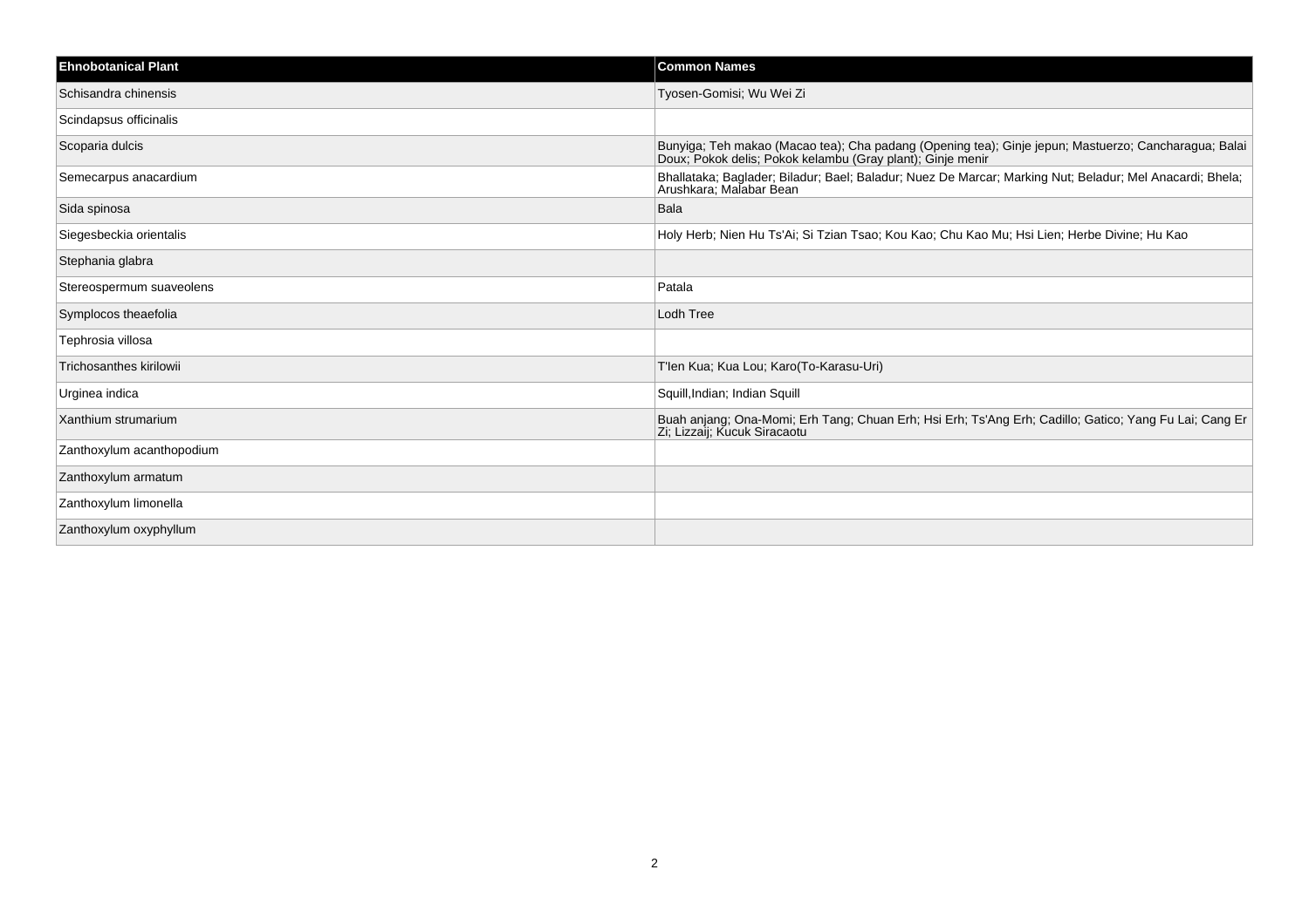| Ehnobotanical Plant | Common Names |
| --- | --- |
| Schisandra chinensis | Tyosen-Gomisi; Wu Wei Zi |
| Scindapsus officinalis | |
| Scoparia dulcis | Bunyiga; Teh makao (Macao tea); Cha padang (Opening tea); Ginje jepun; Mastuerzo; Cancharagua; Balai Doux; Pokok delis; Pokok kelambu (Gray plant); Ginje menir |
| Semecarpus anacardium | Bhallataka; Baglader; Biladur; Bael; Baladur; Nuez De Marcar; Marking Nut; Beladur; Mel Anacardi; Bhela; Arushkara; Malabar Bean |
| Sida spinosa | Bala |
| Siegesbeckia orientalis | Holy Herb; Nien Hu Ts'Ai; Si Tzian Tsao; Kou Kao; Chu Kao Mu; Hsi Lien; Herbe Divine; Hu Kao |
| Stephania glabra | |
| Stereospermum suaveolens | Patala |
| Symplocos theaefolia | Lodh Tree |
| Tephrosia villosa | |
| Trichosanthes kirilowii | T'Ien Kua; Kua Lou; Karo(To-Karasu-Uri) |
| Urginea indica | Squill,Indian; Indian Squill |
| Xanthium strumarium | Buah anjang; Ona-Momi; Erh Tang; Chuan Erh; Hsi Erh; Ts'Ang Erh; Cadillo; Gatico; Yang Fu Lai; Cang Er Zi; Lizzaij; Kucuk Siracaotu |
| Zanthoxylum acanthopodium | |
| Zanthoxylum armatum | |
| Zanthoxylum limonella | |
| Zanthoxylum oxyphyllum | |